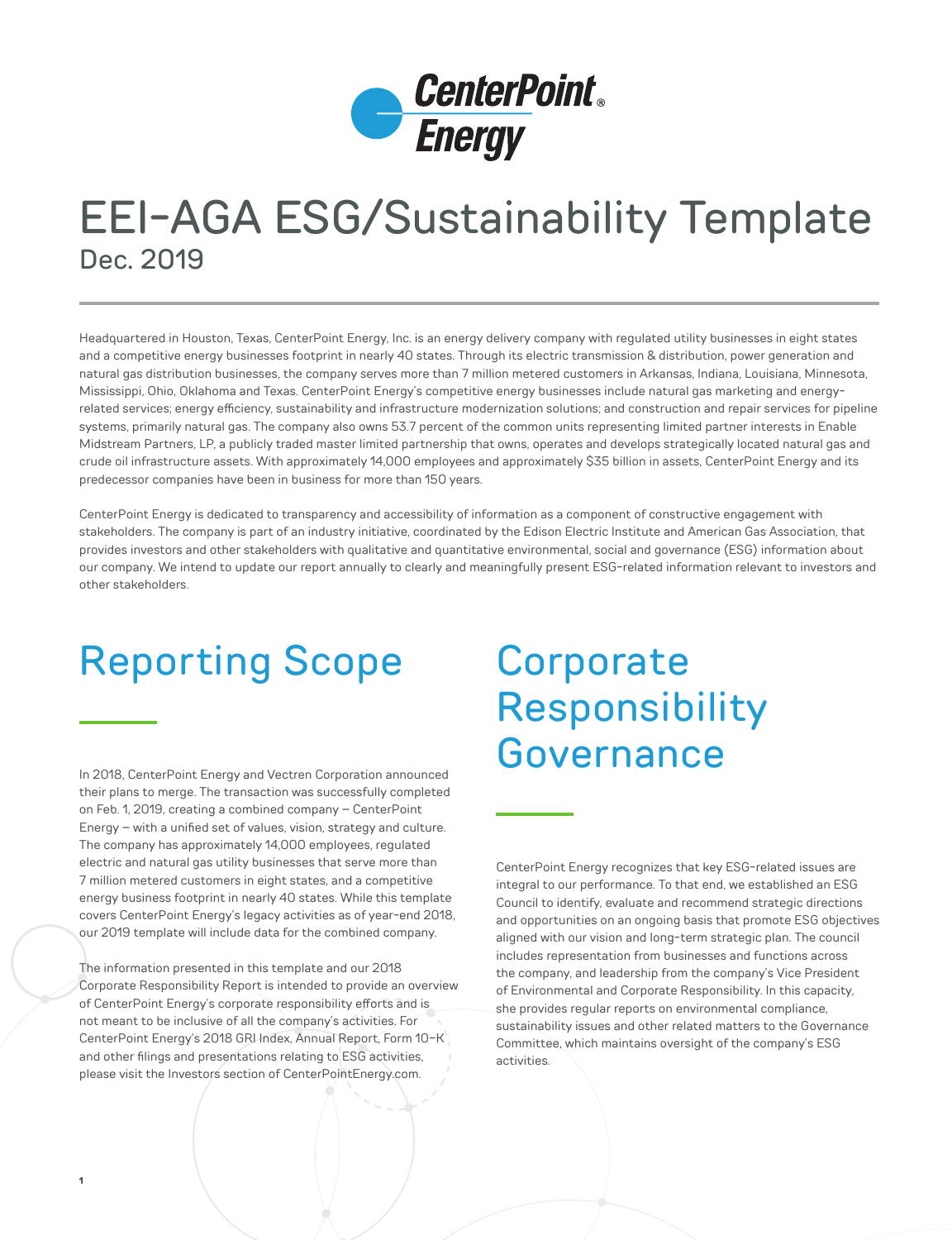CenterPoint Energy

# EEI-AGA ESG/Sustainability Template

Dec. 2019

Headquartered in Houston, Texas, CenterPoint Energy, Inc. is an energy delivery company with regulated utility businesses in eight states and a competitive energy businesses footprint in nearly 40 states. Through its electric transmission & distribution, power generation and natural gas distribution businesses, the company serves more than 7 million metered customers in Arkansas, Indiana, Louisiana, Minnesota, Mississippi, Ohio, Oklahoma and Texas. CenterPoint Energy's competitive energy businesses include natural gas marketing and energy-related services; energy efficiency, sustainability and infrastructure modernization solutions; and construction and repair services for pipeline systems, primarily natural gas. The company also owns 53.7 percent of the common units representing limited partner interests in Enable Midstream Partners, LP, a publicly traded master limited partnership that owns, operates and develops strategically located natural gas and crude oil infrastructure assets. With approximately 14,000 employees and approximately $35 billion in assets, CenterPoint Energy and its predecessor companies have been in business for more than 150 years.

CenterPoint Energy is dedicated to transparency and accessibility of information as a component of constructive engagement with stakeholders. The company is part of an industry initiative, coordinated by the Edison Electric Institute and American Gas Association, that provides investors and other stakeholders with qualitative and quantitative environmental, social and governance (ESG) information about our company. We intend to update our report annually to clearly and meaningfully present ESG-related information relevant to investors and other stakeholders.

## Reporting Scope

In 2018, CenterPoint Energy and Vectren Corporation announced their plans to merge. The transaction was successfully completed on Feb. 1, 2019, creating a combined company – CenterPoint Energy – with a unified set of values, vision, strategy and culture. The company has approximately 14,000 employees, regulated electric and natural gas utility businesses that serve more than 7 million metered customers in eight states, and a competitive energy business footprint in nearly 40 states. While this template covers CenterPoint Energy's legacy activities as of year-end 2018, our 2019 template will include data for the combined company.

The information presented in this template and our 2018 Corporate Responsibility Report is intended to provide an overview of CenterPoint Energy's corporate responsibility efforts and is not meant to be inclusive of all the company's activities. For CenterPoint Energy's 2018 GRI Index, Annual Report, Form 10-K and other filings and presentations relating to ESG activities, please visit the Investors section of CenterPointEnergy.com.

## Corporate Responsibility Governance

CenterPoint Energy recognizes that key ESG-related issues are integral to our performance. To that end, we established an ESG Council to identify, evaluate and recommend strategic directions and opportunities on an ongoing basis that promote ESG objectives aligned with our vision and long-term strategic plan. The council includes representation from businesses and functions across the company, and leadership from the company's Vice President of Environmental and Corporate Responsibility. In this capacity, she provides regular reports on environmental compliance, sustainability issues and other related matters to the Governance Committee, which maintains oversight of the company's ESG activities.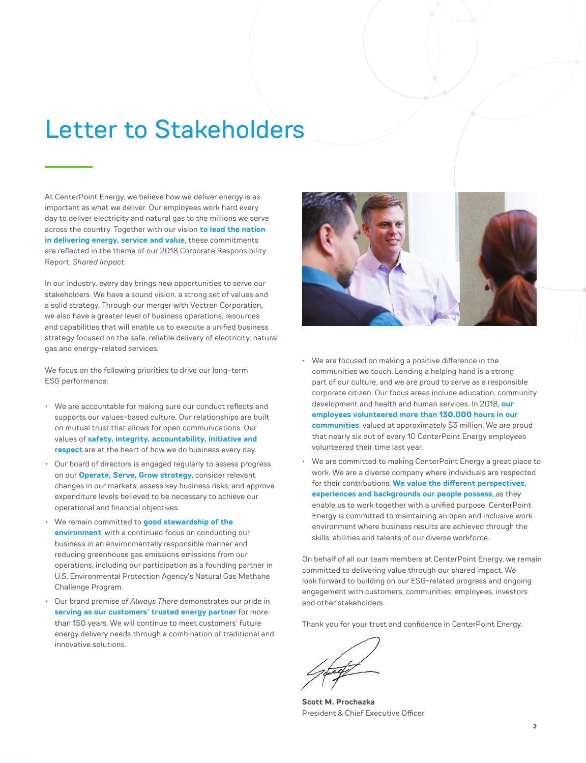# Letter to Stakeholders

At CenterPoint Energy, we believe how we deliver energy is as important as what we deliver. Our employees work hard every day to deliver electricity and natural gas to the millions we serve across the country. Together with our vision **to lead the nation in delivering energy, service and value**, these commitments are reflected in the theme of our 2018 Corporate Responsibility Report, *Shared Impact*.

In our industry, every day brings new opportunities to serve our stakeholders. We have a sound vision, a strong set of values and a solid strategy. Through our merger with Vectren Corporation, we also have a greater level of business operations, resources and capabilities that will enable us to execute a unified business strategy focused on the safe, reliable delivery of electricity, natural gas and energy-related services.

We focus on the following priorities to drive our long-term ESG performance:

- We are accountable for making sure our conduct reflects and supports our values-based culture. Our relationships are built on mutual trust that allows for open communications. Our values of **safety, integrity, accountability, initiative and respect** are at the heart of how we do business every day.
- Our board of directors is engaged regularly to assess progress on our **Operate, Serve, Grow strategy**, consider relevant changes in our markets, assess key business risks, and approve expenditure levels believed to be necessary to achieve our operational and financial objectives.
- We remain committed to **good stewardship of the environment**, with a continued focus on conducting our business in an environmentally responsible manner and reducing greenhouse gas emissions emissions from our operations, including our participation as a founding partner in U.S. Environmental Protection Agency's Natural Gas Methane Challenge Program.
- Our brand promise of *Always There* demonstrates our pride in **serving as our customers' trusted energy partner** for more than 150 years. We will continue to meet customers' future energy delivery needs through a combination of traditional and innovative solutions.
- We are focused on making a positive difference in the communities we touch. Lending a helping hand is a strong part of our culture, and we are proud to serve as a responsible corporate citizen. Our focus areas include education, community development and health and human services. In 2018, **our employees volunteered more than 130,000 hours in our communities**, valued at approximately $3 million. We are proud that nearly six out of every 10 CenterPoint Energy employees volunteered their time last year.
- We are committed to making CenterPoint Energy a great place to work. We are a diverse company where individuals are respected for their contributions. **We value the different perspectives, experiences and backgrounds our people possess**, as they enable us to work together with a unified purpose. CenterPoint Energy is committed to maintaining an open and inclusive work environment where business results are achieved through the skills, abilities and talents of our diverse workforce.

On behalf of all our team members at CenterPoint Energy, we remain committed to delivering value through our shared impact. We look forward to building on our ESG-related progress and ongoing engagement with customers, communities, employees, investors and other stakeholders.

Thank you for your trust and confidence in CenterPoint Energy.

**Scott M. Prochazka**
President & Chief Executive Officer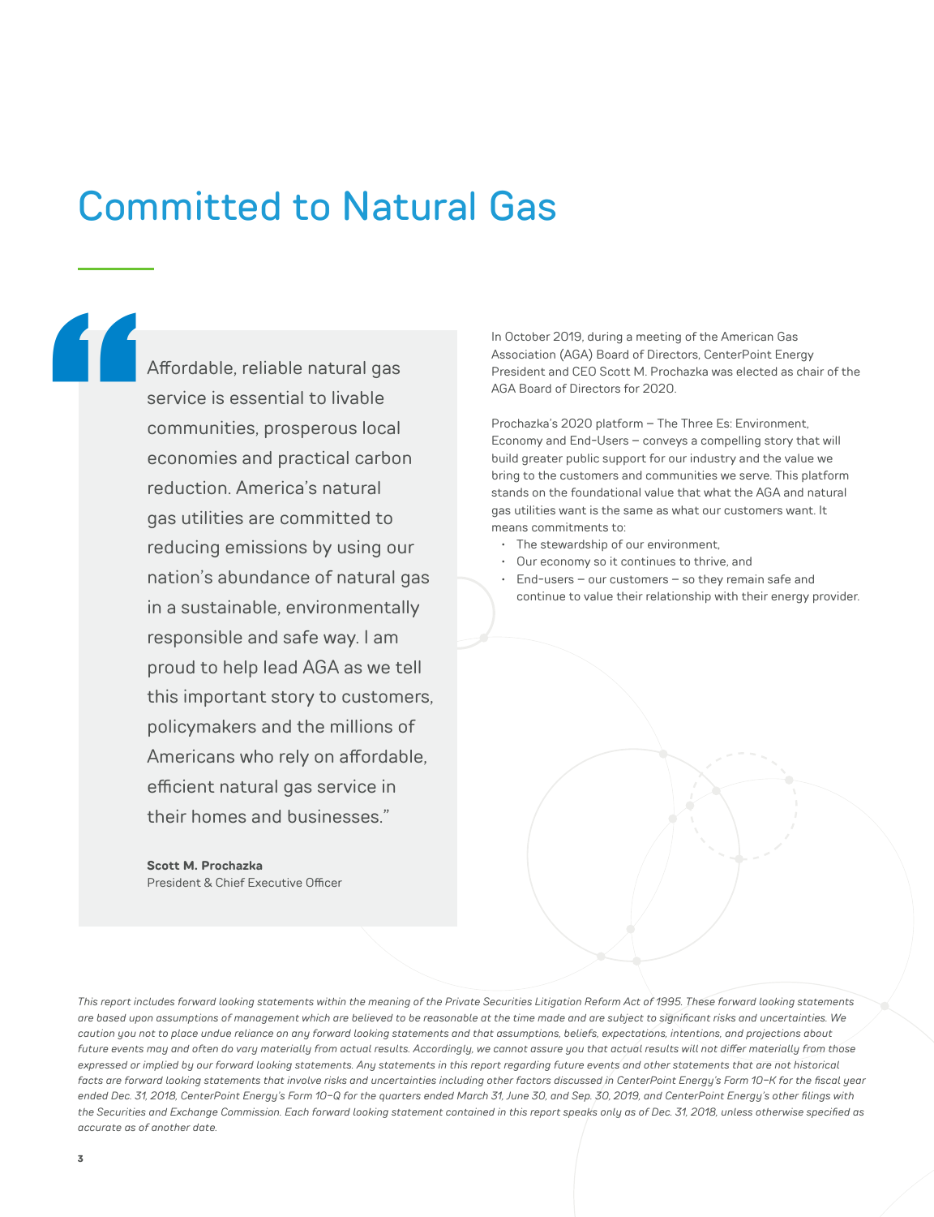# Committed to Natural Gas

> "Affordable, reliable natural gas service is essential to livable communities, prosperous local economies and practical carbon reduction. America's natural gas utilities are committed to reducing emissions by using our nation's abundance of natural gas in a sustainable, environmentally responsible and safe way. I am proud to help lead AGA as we tell this important story to customers, policymakers and the millions of Americans who rely on affordable, efficient natural gas service in their homes and businesses."
>
> **Scott M. Prochazka**
> President & Chief Executive Officer

In October 2019, during a meeting of the American Gas Association (AGA) Board of Directors, CenterPoint Energy President and CEO Scott M. Prochazka was elected as chair of the AGA Board of Directors for 2020.

Prochazka's 2020 platform – The Three Es: Environment, Economy and End-Users – conveys a compelling story that will build greater public support for our industry and the value we bring to the customers and communities we serve. This platform stands on the foundational value that what the AGA and natural gas utilities want is the same as what our customers want. It means commitments to:

- The stewardship of our environment,
- Our economy so it continues to thrive, and
- End-users – our customers – so they remain safe and continue to value their relationship with their energy provider.

*This report includes forward looking statements within the meaning of the Private Securities Litigation Reform Act of 1995. These forward looking statements are based upon assumptions of management which are believed to be reasonable at the time made and are subject to significant risks and uncertainties. We caution you not to place undue reliance on any forward looking statements and that assumptions, beliefs, expectations, intentions, and projections about future events may and often do vary materially from actual results. Accordingly, we cannot assure you that actual results will not differ materially from those expressed or implied by our forward looking statements. Any statements in this report regarding future events and other statements that are not historical facts are forward looking statements that involve risks and uncertainties including other factors discussed in CenterPoint Energy's Form 10-K for the fiscal year ended Dec. 31, 2018, CenterPoint Energy's Form 10-Q for the quarters ended March 31, June 30, and Sep. 30, 2019, and CenterPoint Energy's other filings with the Securities and Exchange Commission. Each forward looking statement contained in this report speaks only as of Dec. 31, 2018, unless otherwise specified as accurate as of another date.*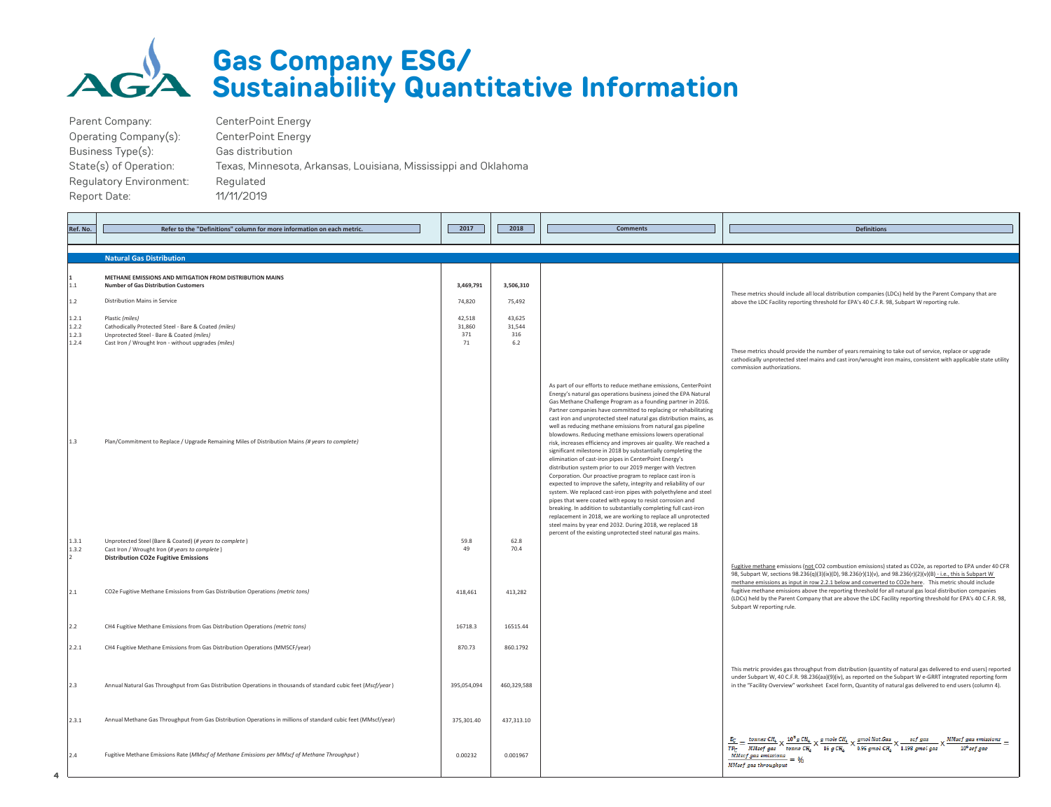# Gas Company ESG/ Sustainability Quantitative Information

Parent Company: CenterPoint Energy
Operating Company(s): CenterPoint Energy
Business Type(s): Gas distribution
State(s) of Operation: Texas, Minnesota, Arkansas, Louisiana, Mississippi and Oklahoma
Regulatory Environment: Regulated
Report Date: 11/11/2019

| Ref. No. | Refer to the "Definitions" column for more information on each metric. | 2017 | 2018 | Comments | Definitions |
|---|---|---|---|---|---|
| | **Natural Gas Distribution** | | | | |
| 1 | **METHANE EMISSIONS AND MITIGATION FROM DISTRIBUTION MAINS** | | | | |
| 1.1 | **Number of Gas Distribution Customers** | **3,469,791** | **3,506,310** | | These metrics should include all local distribution companies (LDCs) held by the Parent Company that are above the LDC Facility reporting threshold for EPA's 40 C.F.R. 98, Subpart W reporting rule. |
| 1.2 | Distribution Mains in Service | 74,820 | 75,492 | | |
| 1.2.1 | Plastic *(miles)* | 42,518 | 43,625 | | |
| 1.2.2 | Cathodically Protected Steel - Bare & Coated *(miles)* | 31,860 | 31,544 | | |
| 1.2.3 | Unprotected Steel - Bare & Coated *(miles)* | 371 | 316 | | |
| 1.2.4 | Cast Iron / Wrought Iron - without upgrades *(miles)* | 71 | 6.2 | | |
| 1.3 | Plan/Commitment to Replace / Upgrade Remaining Miles of Distribution Mains *(# years to complete)* | | | As part of our efforts to reduce methane emissions, CenterPoint Energy's natural gas operations business joined the EPA Natural Gas Methane Challenge Program as a founding partner in 2016. Partner companies have committed to replacing or rehabilitating cast iron and unprotected steel natural gas distribution mains, as well as reducing methane emissions from natural gas pipeline blowdowns. Reducing methane emissions lowers operational risk, increases efficiency and improves air quality. We reached a significant milestone in 2018 by substantially completing the elimination of cast-iron pipes in CenterPoint Energy's distribution system prior to our 2019 merger with Vectren Corporation. Our proactive program to replace cast iron is expected to improve the safety, integrity and reliability of our system. We replaced cast-iron pipes with polyethylene and steel pipes that were coated with epoxy to resist corrosion and breaking. In addition to substantially completing full cast-iron replacement in 2018, we are working to replace all unprotected steel mains by year end 2032. During 2018, we replaced 18 percent of the existing unprotected steel natural gas mains. | These metrics should provide the number of years remaining to take out of service, replace or upgrade cathodically unprotected steel mains and cast iron/wrought iron mains, consistent with applicable state utility commission authorizations. |
| 1.3.1 | Unprotected Steel (Bare & Coated) *(# years to complete)* | 59.8 | 62.8 | | |
| 1.3.2 | Cast Iron / Wrought Iron *(# years to complete)* | 49 | 70.4 | | |
| 2 | **Distribution CO2e Fugitive Emissions** | | | | |
| 2.1 | CO2e Fugitive Methane Emissions from Gas Distribution Operations *(metric tons)* | 418,461 | 413,282 | | Fugitive methane emissions (not CO2 combustion emissions) stated as CO2e, as reported to EPA under 40 CFR 98, Subpart W, sections 98.236(q)(3)(ix)(D), 98.236(r)(1)(v), and 98.236(r)(2)(v)(B) - i.e., this is Subpart W methane emissions as input in row 2.2.1 below and converted to CO2e here. This metric should include fugitive methane emissions above the reporting threshold for all natural gas local distribution companies (LDCs) held by the Parent Company that are above the LDC Facility reporting threshold for EPA's 40 C.F.R. 98, Subpart W reporting rule. |
| 2.2 | CH4 Fugitive Methane Emissions from Gas Distribution Operations *(metric tons)* | 16718.3 | 16515.44 | | |
| 2.2.1 | CH4 Fugitive Methane Emissions from Gas Distribution Operations (MMSCF/year) | 870.73 | 860.1792 | | |
| 2.3 | Annual Natural Gas Throughput from Gas Distribution Operations in thousands of standard cubic feet (*Mscf/year*) | 395,054,094 | 460,329,588 | | This metric provides gas throughput from distribution (quantity of natural gas delivered to end users) reported under Subpart W, 40 C.F.R. 98.236(aa)(9)(iv), as reported on the Subpart W e-GRRT integrated reporting form in the "Facility Overview" worksheet Excel form, Quantity of natural gas delivered to end users (column 4). |
| 2.3.1 | Annual Methane Gas Throughput from Gas Distribution Operations in millions of standard cubic feet (MMscf/year) | 375,301.40 | 437,313.10 | | |
| 2.4 | Fugitive Methane Emissions Rate (*MMscf of Methane Emissions per MMscf of Methane Throughput*) | 0.00232 | 0.001967 | | $\frac{E_C}{TP_T} = \frac{tonnes\ CH_4}{MMscf\ gas} \times \frac{10^6\ g\ CH_4}{tonne\ CH_4} \times \frac{g\ mole\ CH_4}{16\ g\ CH_4} \times \frac{gmol\ Nat.Gas}{0.95\ gmol\ CH_4} \times \frac{scf\ gas}{1.198\ gmol\ gas} \times \frac{MMscf\ gas\ emissions}{10^6\ scf\ gas} = \frac{MMscf\ gas\ emissions}{MMscf\ gas\ throughput} = \%$ |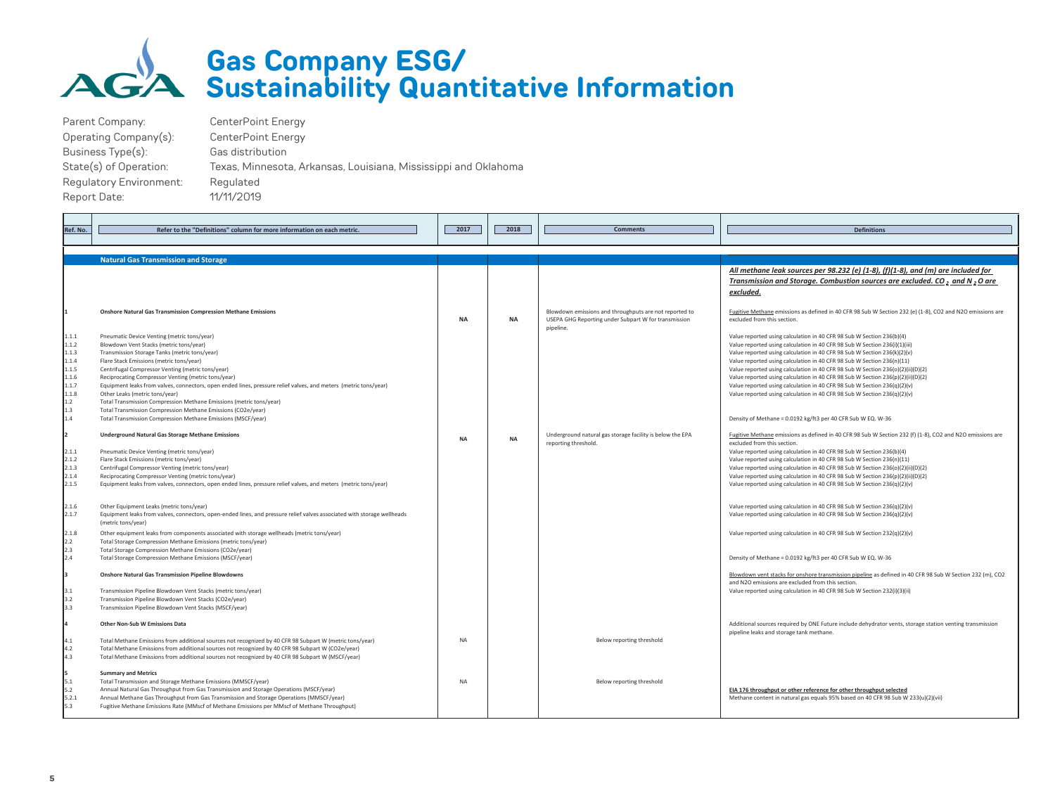# Gas Company ESG/ Sustainability Quantitative Information

Parent Company: CenterPoint Energy
Operating Company(s): CenterPoint Energy
Business Type(s): Gas distribution
State(s) of Operation: Texas, Minnesota, Arkansas, Louisiana, Mississippi and Oklahoma
Regulatory Environment: Regulated
Report Date: 11/11/2019

| Ref. No. | Refer to the "Definitions" column for more information on each metric. | 2017 | 2018 | Comments | Definitions |
|---|---|---|---|---|---|
| | **Natural Gas Transmission and Storage** | | | | ***All methane leak sources per 98.232 (e) (1-8), (f)(1-8), and (m) are included for Transmission and Storage. Combustion sources are excluded. $CO_2$ and $N_2O$ are excluded.*** |
| **1** | **Onshore Natural Gas Transmission Compression Methane Emissions** | **NA** | **NA** | Blowdown emissions and throughputs are not reported to USEPA GHG Reporting under Subpart W for transmission pipeline. | Fugitive Methane emissions as defined in 40 CFR 98 Sub W Section 232 (e) (1-8), CO2 and N2O emissions are excluded from this section. |
| 1.1.1 | Pneumatic Device Venting (metric tons/year) | | | | Value reported using calculation in 40 CFR 98 Sub W Section 236(b)(4) |
| 1.1.2 | Blowdown Vent Stacks (metric tons/year) | | | | Value reported using calculation in 40 CFR 98 Sub W Section 236(i)(1)(iii) |
| 1.1.3 | Transmission Storage Tanks (metric tons/year) | | | | Value reported using calculation in 40 CFR 98 Sub W Section 236(k)(2)(v) |
| 1.1.4 | Flare Stack Emissions (metric tons/year) | | | | Value reported using calculation in 40 CFR 98 Sub W Section 236(n)(11) |
| 1.1.5 | Centrifugal Compressor Venting (metric tons/year) | | | | Value reported using calculation in 40 CFR 98 Sub W Section 236(o)(2)(ii)(D)(2) |
| 1.1.6 | Reciprocating Compressor Venting (metric tons/year) | | | | Value reported using calculation in 40 CFR 98 Sub W Section 236(p)(2)(ii)(D)(2) |
| 1.1.7 | Equipment leaks from valves, connectors, open ended lines, pressure relief valves, and meters (metric tons/year) | | | | Value reported using calculation in 40 CFR 98 Sub W Section 236(q)(2)(v) |
| 1.1.8 | Other Leaks (metric tons/year) | | | | Value reported using calculation in 40 CFR 98 Sub W Section 236(q)(2)(v) |
| 1.2 | Total Transmission Compression Methane Emissions (metric tons/year) | | | | |
| 1.3 | Total Transmission Compression Methane Emissions (CO2e/year) | | | | |
| 1.4 | Total Transmission Compression Methane Emissions (MSCF/year) | | | | Density of Methane = 0.0192 kg/ft3 per 40 CFR Sub W EQ. W-36 |
| **2** | **Underground Natural Gas Storage Methane Emissions** | **NA** | **NA** | Underground natural gas storage facility is below the EPA reporting threshold. | Fugitive Methane emissions as defined in 40 CFR 98 Sub W Section 232 (f) (1-8), CO2 and N2O emissions are excluded from this section. |
| 2.1.1 | Pneumatic Device Venting (metric tons/year) | | | | Value reported using calculation in 40 CFR 98 Sub W Section 236(b)(4) |
| 2.1.2 | Flare Stack Emissions (metric tons/year) | | | | Value reported using calculation in 40 CFR 98 Sub W Section 236(n)(11) |
| 2.1.3 | Centrifugal Compressor Venting (metric tons/year) | | | | Value reported using calculation in 40 CFR 98 Sub W Section 236(o)(2)(ii)(D)(2) |
| 2.1.4 | Reciprocating Compressor Venting (metric tons/year) | | | | Value reported using calculation in 40 CFR 98 Sub W Section 236(p)(2)(ii)(D)(2) |
| 2.1.5 | Equipment leaks from valves, connectors, open ended lines, pressure relief valves, and meters (metric tons/year) | | | | Value reported using calculation in 40 CFR 98 Sub W Section 236(q)(2)(v) |
| 2.1.6 | Other Equipment Leaks (metric tons/year) | | | | Value reported using calculation in 40 CFR 98 Sub W Section 236(q)(2)(v) |
| 2.1.7 | Equipment leaks from valves, connectors, open-ended lines, and pressure relief valves associated with storage wellheads (metric tons/year) | | | | Value reported using calculation in 40 CFR 98 Sub W Section 236(q)(2)(v) |
| 2.1.8 | Other equipment leaks from components associated with storage wellheads (metric tons/year) | | | | Value reported using calculation in 40 CFR 98 Sub W Section 232(q)(2)(v) |
| 2.2 | Total Storage Compression Methane Emissions (metric tons/year) | | | | |
| 2.3 | Total Storage Compression Methane Emissions (CO2e/year) | | | | |
| 2.4 | Total Storage Compression Methane Emissions (MSCF/year) | | | | Density of Methane = 0.0192 kg/ft3 per 40 CFR Sub W EQ. W-36 |
| **3** | **Onshore Natural Gas Transmission Pipeline Blowdowns** | | | | Blowdown vent stacks for onshore transmission pipeline as defined in 40 CFR 98 Sub W Section 232 (m), CO2 and N2O emissions are excluded from this section. |
| 3.1 | Transmission Pipeline Blowdown Vent Stacks (metric tons/year) | | | | Value reported using calculation in 40 CFR 98 Sub W Section 232(i)(3)(ii) |
| 3.2 | Transmission Pipeline Blowdown Vent Stacks (CO2e/year) | | | | |
| 3.3 | Transmission Pipeline Blowdown Vent Stacks (MSCF/year) | | | | |
| **4** | **Other Non-Sub W Emissions Data** | | | | Additional sources required by ONE Future include dehydrator vents, storage station venting transmission pipeline leaks and storage tank methane. |
| 4.1 | Total Methane Emissions from additional sources not recognized by 40 CFR 98 Subpart W (metric tons/year) | NA | | Below reporting threshold | |
| 4.2 | Total Methane Emissions from additional sources not recognized by 40 CFR 98 Subpart W (CO2e/year) | | | | |
| 4.3 | Total Methane Emissions from additional sources not recognized by 40 CFR 98 Subpart W (MSCF/year) | | | | |
| **5** | **Summary and Metrics** | | | | |
| 5.1 | Total Transmission and Storage Methane Emissions (MMSCF/year) | NA | | Below reporting threshold | |
| 5.2 | Annual Natural Gas Throughput from Gas Transmission and Storage Operations (MSCF/year) | | | | **EIA 176 throughput or other reference for other throughput selected** |
| 5.2.1 | Annual Methane Gas Throughput from Gas Transmission and Storage Operations (MMSCF/year) | | | | Methane content in natural gas equals 95% based on 40 CFR 98 Sub W 233(u)(2)(vii) |
| 5.3 | Fugitive Methane Emissions Rate (MMscf of Methane Emissions per MMscf of Methane Throughput) | | | | |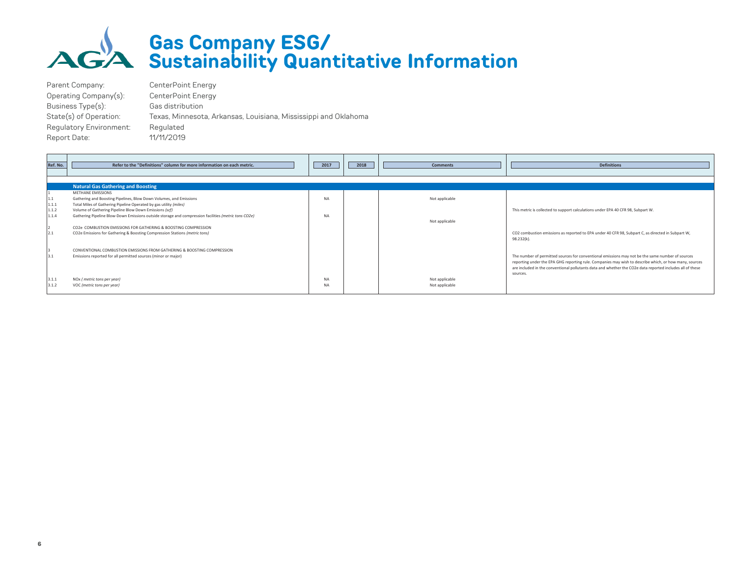# Gas Company ESG/ Sustainability Quantitative Information

Parent Company: CenterPoint Energy
Operating Company(s): CenterPoint Energy
Business Type(s): Gas distribution
State(s) of Operation: Texas, Minnesota, Arkansas, Louisiana, Mississippi and Oklahoma
Regulatory Environment: Regulated
Report Date: 11/11/2019

| Ref. No. | Refer to the "Definitions" column for more information on each metric. | 2017 | 2018 | Comments | Definitions |
|---|---|---|---|---|---|
| | **Natural Gas Gathering and Boosting** | | | | |
| 1 | METHANE EMISSIONS | | | | |
| 1.1 | Gathering and Boosting Pipelines, Blow Down Volumes, and Emissions | NA | | Not applicable | |
| 1.1.1 | Total Miles of Gathering Pipeline Operated by gas utility *(miles)* | | | | |
| 1.1.2 | Volume of Gathering Pipeline Blow Down Emissions *(scf)* | | | | This metric is collected to support calculations under EPA 40 CFR 98, Subpart W. |
| 1.1.4 | Gathering Pipeline Blow-Down Emissions outside storage and compression facilities *(metric tons CO2e)* | NA | | Not applicable | |
| 2 | CO2e COMBUSTION EMISSIONS FOR GATHERING & BOOSTING COMPRESSION | | | | |
| 2.1 | CO2e Emissions for Gathering & Boosting Compression Stations *(metric tons)* | | | | CO2 combustion emissions as reported to EPA under 40 CFR 98, Subpart C, as directed in Subpart W, 98.232(k). |
| 3 | CONVENTIONAL COMBUSTION EMISSIONS FROM GATHERING & BOOSTING COMPRESSION | | | | |
| 3.1 | Emissions reported for all permitted sources (minor or major) | | | | The number of permitted sources for conventional emissions may not be the same number of sources reporting under the EPA GHG reporting rule. Companies may wish to describe which, or how many, sources are included in the conventional pollutants data and whether the CO2e data reported includes all of these sources. |
| 3.1.1 | NOx *( metric tons per year)* | NA | | Not applicable | |
| 3.1.2 | VOC *(metric tons per year)* | NA | | Not applicable | |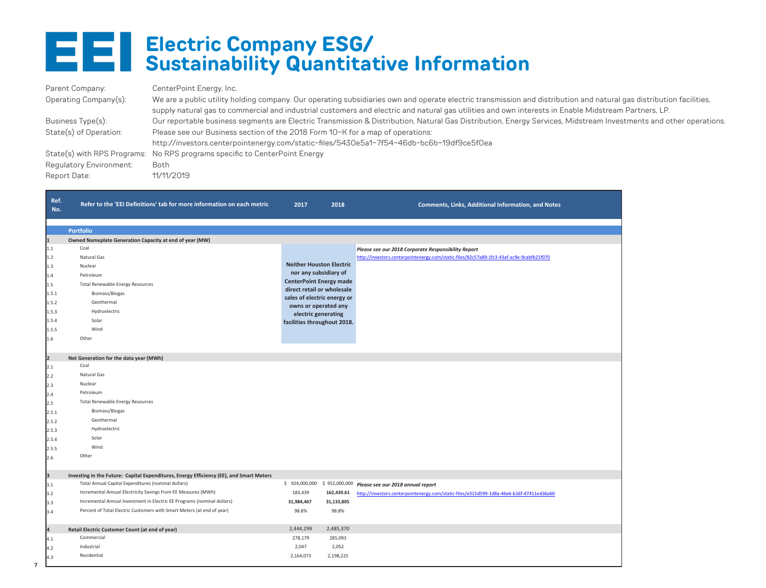# EEI Electric Company ESG/ Sustainability Quantitative Information

Parent Company: CenterPoint Energy, Inc.

Operating Company(s): We are a public utility holding company. Our operating subsidiaries own and operate electric transmission and distribution and natural gas distribution facilities, supply natural gas to commercial and industrial customers and electric and natural gas utilities and own interests in Enable Midstream Partners, LP.

Business Type(s): Our reportable business segments are Electric Transmission & Distribution, Natural Gas Distribution, Energy Services, Midstream Investments and other operations.

State(s) of Operation: Please see our Business section of the 2018 Form 10-K for a map of operations: http://investors.centerpointenergy.com/static-files/5430e5a1-7f54-46db-bc6b-19df9ce5f0ea

State(s) with RPS Programs: No RPS programs specific to CenterPoint Energy

Regulatory Environment: Both

Report Date: 11/11/2019

| Ref. No. | Refer to the 'EEI Definitions' tab for more information on each metric | 2017 | 2018 | Comments, Links, Additional Information, and Notes |
|---|---|---|---|---|
| | **Portfolio** | | | |
| 1 | **Owned Nameplate Generation Capacity at end of year (MW)** | | | |
| 1.1 | Coal | **Neither Houston Electric nor any subsidiary of CenterPoint Energy made direct retail or wholesale sales of electric energy or owns or operated any electric generating facilities throughout 2018.** | | *Please see our 2018 Corporate Responsibility Report* http://investors.centerpointenergy.com/static-files/82c57a89-1fc3-43af-ac9e-9cabfb21f070 |
| 1.2 | Natural Gas | | | |
| 1.3 | Nuclear | | | |
| 1.4 | Petroleum | | | |
| 1.5 | Total Renewable Energy Resources | | | |
| 1.5.1 | Biomass/Biogas | | | |
| 1.5.2 | Geothermal | | | |
| 1.5.3 | Hydroelectric | | | |
| 1.5.4 | Solar | | | |
| 1.5.5 | Wind | | | |
| 1.6 | Other | | | |
| 2 | **Net Generation for the data year (MWh)** | | | |
| 2.1 | Coal | | | |
| 2.2 | Natural Gas | | | |
| 2.3 | Nuclear | | | |
| 2.4 | Petroleum | | | |
| 2.5 | Total Renewable Energy Resources | | | |
| 2.5.1 | Biomass/Biogas | | | |
| 2.5.2 | Geothermal | | | |
| 2.5.3 | Hydroelectric | | | |
| 2.5.4 | Solar | | | |
| 2.5.5 | Wind | | | |
| 2.6 | Other | | | |
| 3 | **Investing in the Future: Capital Expenditures, Energy Efficiency (EE), and Smart Meters** | | | |
| 3.1 | Total Annual Capital Expenditures (nominal dollars) | $ 924,000,000 | $ 952,000,000 | *Please see our 2018 annual report* |
| 3.2 | Incremental Annual Electricity Savings from EE Measures (MWh) | 183,439 | **162,439.61** | http://investors.centerpointenergy.com/static-files/e315d599-1d8a-46e6-b16f-47411ed36a60 |
| 3.3 | Incremental Annual Investment in Electric EE Programs (nominal dollars) | **31,984,467** | **31,133,805** | |
| 3.4 | Percent of Total Electric Customers with Smart Meters (at end of year) | 98.8% | 98.8% | |
| 4 | **Retail Electric Customer Count (at end of year)** | 2,444,299 | 2,485,370 | |
| 4.1 | Commercial | 278,179 | 285,093 | |
| 4.2 | Industrial | 2,047 | 2,052 | |
| 4.3 | Residential | 2,164,073 | 2,198,225 | |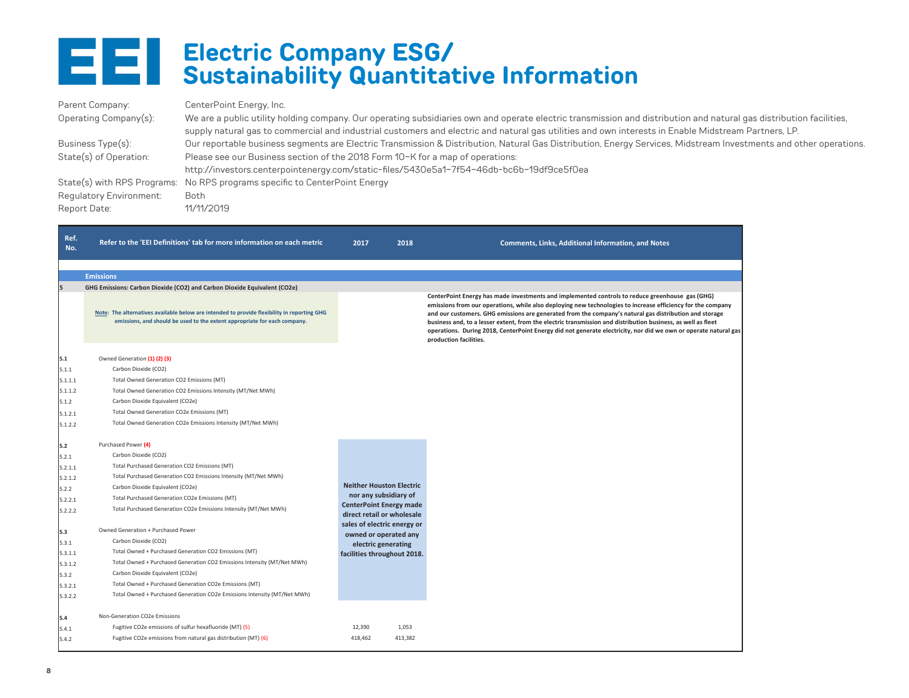# Electric Company ESG/ Sustainability Quantitative Information

Parent Company: CenterPoint Energy, Inc.

Operating Company(s): We are a public utility holding company. Our operating subsidiaries own and operate electric transmission and distribution and natural gas distribution facilities, supply natural gas to commercial and industrial customers and electric and natural gas utilities and own interests in Enable Midstream Partners, LP.

Business Type(s): Our reportable business segments are Electric Transmission & Distribution, Natural Gas Distribution, Energy Services, Midstream Investments and other operations.

State(s) of Operation: Please see our Business section of the 2018 Form 10-K for a map of operations: http://investors.centerpointenergy.com/static-files/5430e5a1-7f54-46db-bc6b-19df9ce5f0ea

State(s) with RPS Programs: No RPS programs specific to CenterPoint Energy

Regulatory Environment: Both

Report Date: 11/11/2019

| Ref. No. | Refer to the 'EEI Definitions' tab for more information on each metric | 2017 | 2018 | Comments, Links, Additional Information, and Notes |
|---|---|---|---|---|
| | **Emissions** | | | |
| **5** | **GHG Emissions: Carbon Dioxide (CO2) and Carbon Dioxide Equivalent (CO2e)** | | | |
| | **Note: The alternatives available below are intended to provide flexibility in reporting GHG emissions, and should be used to the extent appropriate for each company.** | | | **CenterPoint Energy has made investments and implemented controls to reduce greenhouse gas (GHG) emissions from our operations, while also deploying new technologies to increase efficiency for the company and our customers. GHG emissions are generated from the company's natural gas distribution and storage business and, to a lesser extent, from the electric transmission and distribution business, as well as fleet operations. During 2018, CenterPoint Energy did not generate electricity, nor did we own or operate natural gas production facilities.** |
| **5.1** | Owned Generation (1) (2) (3) | | | |
| 5.1.1 | Carbon Dioxide (CO2) | | | |
| 5.1.1.1 | Total Owned Generation CO2 Emissions (MT) | | | |
| 5.1.1.2 | Total Owned Generation CO2 Emissions Intensity (MT/Net MWh) | | | |
| 5.1.2 | Carbon Dioxide Equivalent (CO2e) | | | |
| 5.1.2.1 | Total Owned Generation CO2e Emissions (MT) | | | |
| 5.1.2.2 | Total Owned Generation CO2e Emissions Intensity (MT/Net MWh) | | | |
| **5.2** | Purchased Power (4) | **Neither Houston Electric nor any subsidiary of CenterPoint Energy made direct retail or wholesale sales of electric energy or owned or operated any electric generating facilities throughout 2018.** | | |
| 5.2.1 | Carbon Dioxide (CO2) | | | |
| 5.2.1.1 | Total Purchased Generation CO2 Emissions (MT) | | | |
| 5.2.1.2 | Total Purchased Generation CO2 Emissions Intensity (MT/Net MWh) | | | |
| 5.2.2 | Carbon Dioxide Equivalent (CO2e) | | | |
| 5.2.2.1 | Total Purchased Generation CO2e Emissions (MT) | | | |
| 5.2.2.2 | Total Purchased Generation CO2e Emissions Intensity (MT/Net MWh) | | | |
| **5.3** | Owned Generation + Purchased Power | | | |
| 5.3.1 | Carbon Dioxide (CO2) | | | |
| 5.3.1.1 | Total Owned + Purchased Generation CO2 Emissions (MT) | | | |
| 5.3.1.2 | Total Owned + Purchased Generation CO2 Emissions Intensity (MT/Net MWh) | | | |
| 5.3.2 | Carbon Dioxide Equivalent (CO2e) | | | |
| 5.3.2.1 | Total Owned + Purchased Generation CO2e Emissions (MT) | | | |
| 5.3.2.2 | Total Owned + Purchased Generation CO2e Emissions Intensity (MT/Net MWh) | | | |
| **5.4** | Non-Generation CO2e Emissions | | | |
| 5.4.1 | Fugitive CO2e emissions of sulfur hexafluoride (MT) (5) | 12,390 | 1,053 | |
| 5.4.2 | Fugitive CO2e emissions from natural gas distribution (MT) (6) | 418,462 | 413,382 | |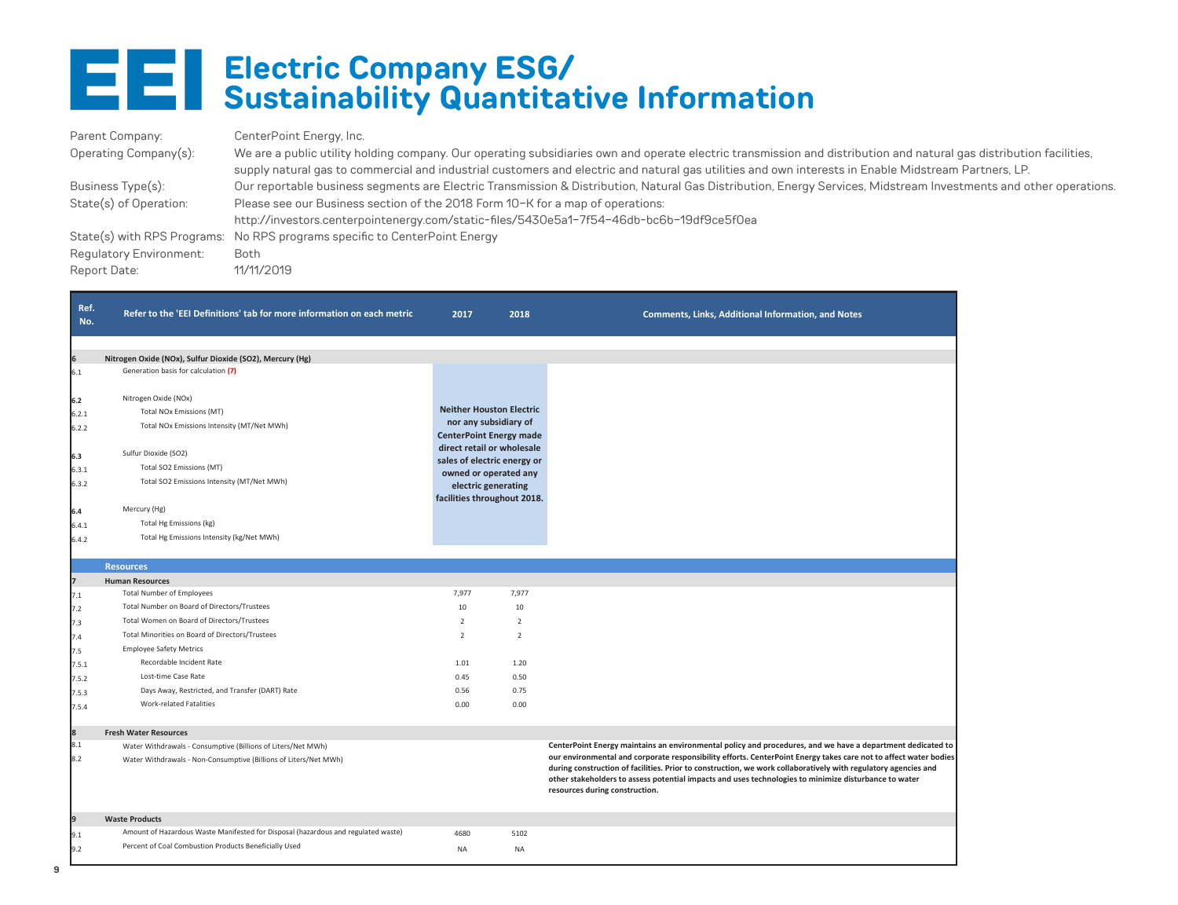# Electric Company ESG/ Sustainability Quantitative Information

Parent Company: CenterPoint Energy, Inc.

Operating Company(s): We are a public utility holding company. Our operating subsidiaries own and operate electric transmission and distribution and natural gas distribution facilities, supply natural gas to commercial and industrial customers and electric and natural gas utilities and own interests in Enable Midstream Partners, LP.

Business Type(s): Our reportable business segments are Electric Transmission & Distribution, Natural Gas Distribution, Energy Services, Midstream Investments and other operations.

State(s) of Operation: Please see our Business section of the 2018 Form 10-K for a map of operations: http://investors.centerpointenergy.com/static-files/5430e5a1-7f54-46db-bc6b-19df9ce5f0ea

State(s) with RPS Programs: No RPS programs specific to CenterPoint Energy

Regulatory Environment: Both

Report Date: 11/11/2019

| Ref. No. | Refer to the 'EEI Definitions' tab for more information on each metric | 2017 | 2018 | Comments, Links, Additional Information, and Notes |
|---|---|---|---|---|
| 6 | **Nitrogen Oxide (NOx), Sulfur Dioxide (SO2), Mercury (Hg)** | | | |
| 6.1 | Generation basis for calculation (7) | **Neither Houston Electric nor any subsidiary of CenterPoint Energy made direct retail or wholesale sales of electric energy or owned or operated any electric generating facilities throughout 2018.** | | |
| 6.2 | Nitrogen Oxide (NOx) | | | |
| 6.2.1 | Total NOx Emissions (MT) | | | |
| 6.2.2 | Total NOx Emissions Intensity (MT/Net MWh) | | | |
| 6.3 | Sulfur Dioxide (SO2) | | | |
| 6.3.1 | Total SO2 Emissions (MT) | | | |
| 6.3.2 | Total SO2 Emissions Intensity (MT/Net MWh) | | | |
| 6.4 | Mercury (Hg) | | | |
| 6.4.1 | Total Hg Emissions (kg) | | | |
| 6.4.2 | Total Hg Emissions Intensity (kg/Net MWh) | | | |
| | **Resources** | | | |
| 7 | **Human Resources** | | | |
| 7.1 | Total Number of Employees | 7,977 | 7,977 | |
| 7.2 | Total Number on Board of Directors/Trustees | 10 | 10 | |
| 7.3 | Total Women on Board of Directors/Trustees | 2 | 2 | |
| 7.4 | Total Minorities on Board of Directors/Trustees | 2 | 2 | |
| 7.5 | Employee Safety Metrics | | | |
| 7.5.1 | Recordable Incident Rate | 1.01 | 1.20 | |
| 7.5.2 | Lost-time Case Rate | 0.45 | 0.50 | |
| 7.5.3 | Days Away, Restricted, and Transfer (DART) Rate | 0.56 | 0.75 | |
| 7.5.4 | Work-related Fatalities | 0.00 | 0.00 | |
| 8 | **Fresh Water Resources** | | | |
| 8.1 | Water Withdrawals - Consumptive (Billions of Liters/Net MWh) | | | **CenterPoint Energy maintains an environmental policy and procedures, and we have a department dedicated to our environmental and corporate responsibility efforts. CenterPoint Energy takes care not to affect water bodies during construction of facilities. Prior to construction, we work collaboratively with regulatory agencies and other stakeholders to assess potential impacts and uses technologies to minimize disturbance to water resources during construction.** |
| 8.2 | Water Withdrawals - Non-Consumptive (Billions of Liters/Net MWh) | | | |
| 9 | **Waste Products** | | | |
| 9.1 | Amount of Hazardous Waste Manifested for Disposal (hazardous and regulated waste) | 4680 | 5102 | |
| 9.2 | Percent of Coal Combustion Products Beneficially Used | NA | NA | |